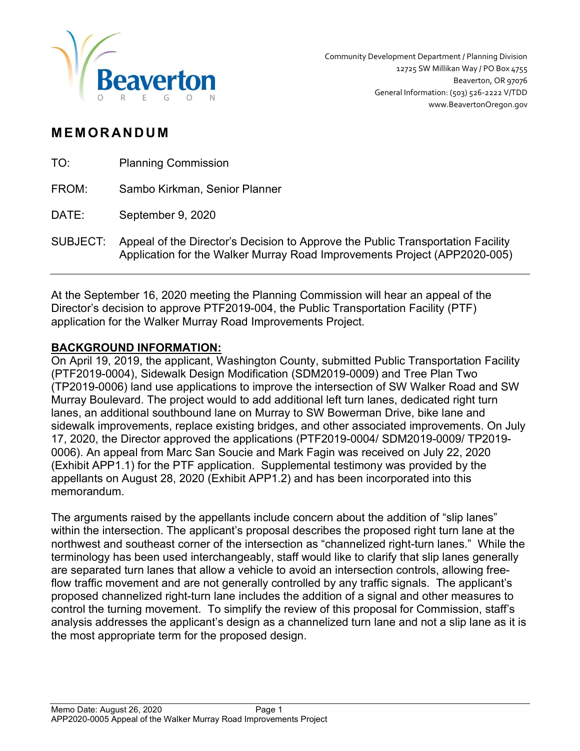Community Development Department / Planning Division
12725 SW Millikan Way / PO Box 4755
Beaverton, OR 97076
General Information: (503) 526-2222 V/TDD
www.BeavertonOregon.gov

# MEMORANDUM

TO: Planning Commission

FROM: Sambo Kirkman, Senior Planner

DATE: September 9, 2020

SUBJECT: Appeal of the Director's Decision to Approve the Public Transportation Facility Application for the Walker Murray Road Improvements Project (APP2020-005)

---

At the September 16, 2020 meeting the Planning Commission will hear an appeal of the Director's decision to approve PTF2019-004, the Public Transportation Facility (PTF) application for the Walker Murray Road Improvements Project.

**BACKGROUND INFORMATION:**

On April 19, 2019, the applicant, Washington County, submitted Public Transportation Facility (PTF2019-0004), Sidewalk Design Modification (SDM2019-0009) and Tree Plan Two (TP2019-0006) land use applications to improve the intersection of SW Walker Road and SW Murray Boulevard. The project would to add additional left turn lanes, dedicated right turn lanes, an additional southbound lane on Murray to SW Bowerman Drive, bike lane and sidewalk improvements, replace existing bridges, and other associated improvements. On July 17, 2020, the Director approved the applications (PTF2019-0004/ SDM2019-0009/ TP2019-0006). An appeal from Marc San Soucie and Mark Fagin was received on July 22, 2020 (Exhibit APP1.1) for the PTF application. Supplemental testimony was provided by the appellants on August 28, 2020 (Exhibit APP1.2) and has been incorporated into this memorandum.

The arguments raised by the appellants include concern about the addition of "slip lanes" within the intersection. The applicant's proposal describes the proposed right turn lane at the northwest and southeast corner of the intersection as "channelized right-turn lanes." While the terminology has been used interchangeably, staff would like to clarify that slip lanes generally are separated turn lanes that allow a vehicle to avoid an intersection controls, allowing free-flow traffic movement and are not generally controlled by any traffic signals. The applicant's proposed channelized right-turn lane includes the addition of a signal and other measures to control the turning movement. To simplify the review of this proposal for Commission, staff's analysis addresses the applicant's design as a channelized turn lane and not a slip lane as it is the most appropriate term for the proposed design.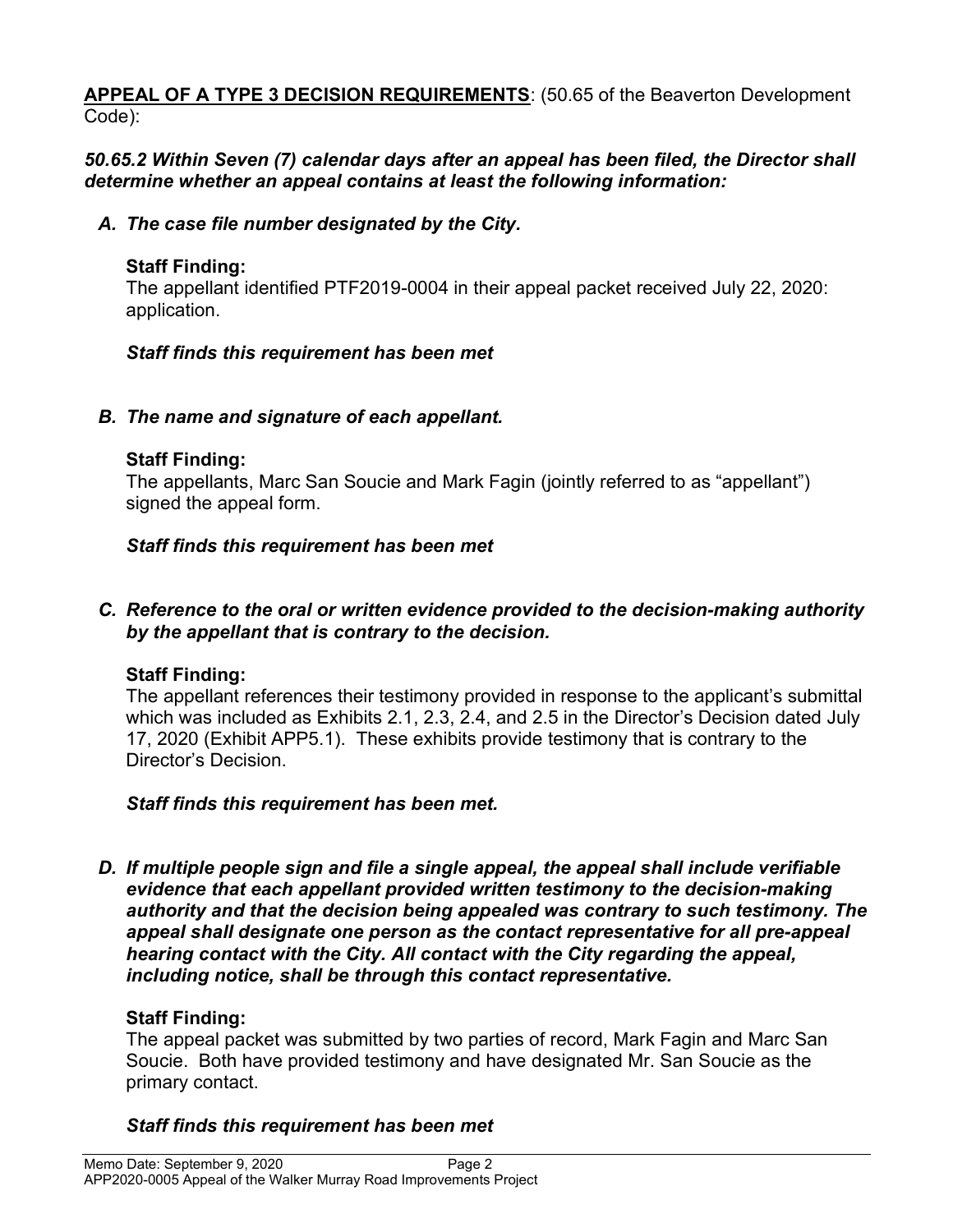**APPEAL OF A TYPE 3 DECISION REQUIREMENTS**: (50.65 of the Beaverton Development Code):

***50.65.2 Within Seven (7) calendar days after an appeal has been filed, the Director shall determine whether an appeal contains at least the following information:***

***A. The case file number designated by the City.***

**Staff Finding:**
The appellant identified PTF2019-0004 in their appeal packet received July 22, 2020: application.

***Staff finds this requirement has been met***

***B. The name and signature of each appellant.***

**Staff Finding:**
The appellants, Marc San Soucie and Mark Fagin (jointly referred to as "appellant") signed the appeal form.

***Staff finds this requirement has been met***

***C. Reference to the oral or written evidence provided to the decision-making authority by the appellant that is contrary to the decision.***

**Staff Finding:**
The appellant references their testimony provided in response to the applicant's submittal which was included as Exhibits 2.1, 2.3, 2.4, and 2.5 in the Director's Decision dated July 17, 2020 (Exhibit APP5.1). These exhibits provide testimony that is contrary to the Director's Decision.

***Staff finds this requirement has been met.***

***D. If multiple people sign and file a single appeal, the appeal shall include verifiable evidence that each appellant provided written testimony to the decision-making authority and that the decision being appealed was contrary to such testimony. The appeal shall designate one person as the contact representative for all pre-appeal hearing contact with the City. All contact with the City regarding the appeal, including notice, shall be through this contact representative.***

**Staff Finding:**
The appeal packet was submitted by two parties of record, Mark Fagin and Marc San Soucie. Both have provided testimony and have designated Mr. San Soucie as the primary contact.

***Staff finds this requirement has been met***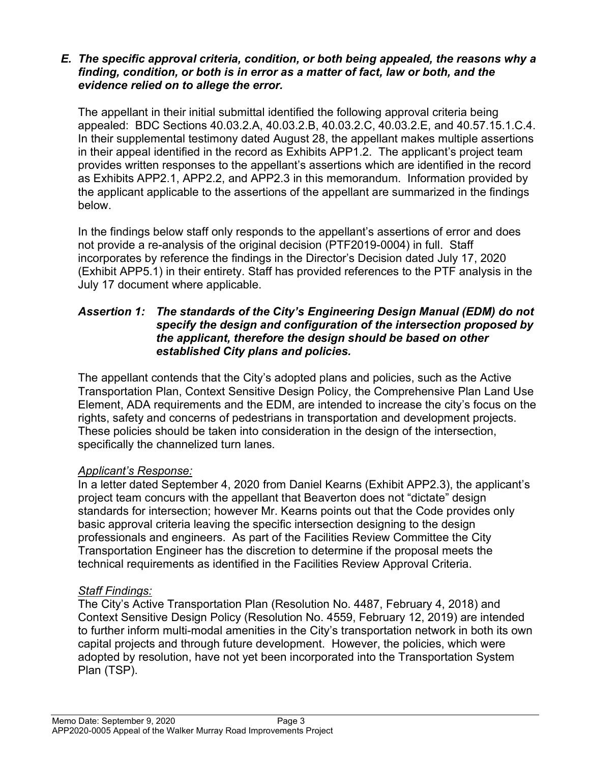### *E. The specific approval criteria, condition, or both being appealed, the reasons why a finding, condition, or both is in error as a matter of fact, law or both, and the evidence relied on to allege the error.*

The appellant in their initial submittal identified the following approval criteria being appealed: BDC Sections 40.03.2.A, 40.03.2.B, 40.03.2.C, 40.03.2.E, and 40.57.15.1.C.4. In their supplemental testimony dated August 28, the appellant makes multiple assertions in their appeal identified in the record as Exhibits APP1.2. The applicant's project team provides written responses to the appellant's assertions which are identified in the record as Exhibits APP2.1, APP2.2, and APP2.3 in this memorandum. Information provided by the applicant applicable to the assertions of the appellant are summarized in the findings below.

In the findings below staff only responds to the appellant's assertions of error and does not provide a re-analysis of the original decision (PTF2019-0004) in full. Staff incorporates by reference the findings in the Director's Decision dated July 17, 2020 (Exhibit APP5.1) in their entirety. Staff has provided references to the PTF analysis in the July 17 document where applicable.

#### *Assertion 1: The standards of the City's Engineering Design Manual (EDM) do not specify the design and configuration of the intersection proposed by the applicant, therefore the design should be based on other established City plans and policies.*

The appellant contends that the City's adopted plans and policies, such as the Active Transportation Plan, Context Sensitive Design Policy, the Comprehensive Plan Land Use Element, ADA requirements and the EDM, are intended to increase the city's focus on the rights, safety and concerns of pedestrians in transportation and development projects. These policies should be taken into consideration in the design of the intersection, specifically the channelized turn lanes.

*Applicant's Response:*

In a letter dated September 4, 2020 from Daniel Kearns (Exhibit APP2.3), the applicant's project team concurs with the appellant that Beaverton does not "dictate" design standards for intersection; however Mr. Kearns points out that the Code provides only basic approval criteria leaving the specific intersection designing to the design professionals and engineers. As part of the Facilities Review Committee the City Transportation Engineer has the discretion to determine if the proposal meets the technical requirements as identified in the Facilities Review Approval Criteria.

*Staff Findings:*

The City's Active Transportation Plan (Resolution No. 4487, February 4, 2018) and Context Sensitive Design Policy (Resolution No. 4559, February 12, 2019) are intended to further inform multi-modal amenities in the City's transportation network in both its own capital projects and through future development. However, the policies, which were adopted by resolution, have not yet been incorporated into the Transportation System Plan (TSP).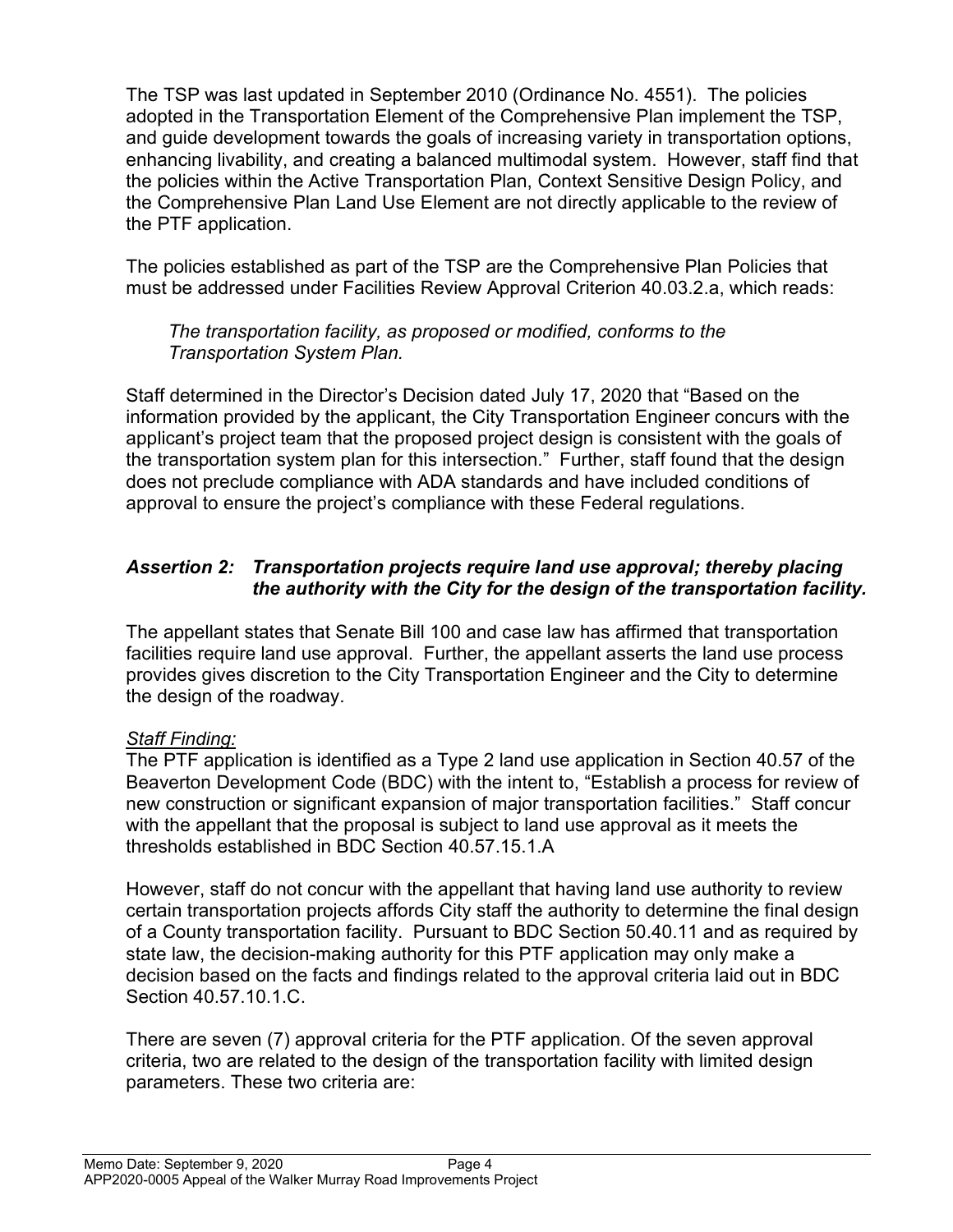The TSP was last updated in September 2010 (Ordinance No. 4551). The policies adopted in the Transportation Element of the Comprehensive Plan implement the TSP, and guide development towards the goals of increasing variety in transportation options, enhancing livability, and creating a balanced multimodal system. However, staff find that the policies within the Active Transportation Plan, Context Sensitive Design Policy, and the Comprehensive Plan Land Use Element are not directly applicable to the review of the PTF application.

The policies established as part of the TSP are the Comprehensive Plan Policies that must be addressed under Facilities Review Approval Criterion 40.03.2.a, which reads:

> *The transportation facility, as proposed or modified, conforms to the Transportation System Plan.*

Staff determined in the Director's Decision dated July 17, 2020 that "Based on the information provided by the applicant, the City Transportation Engineer concurs with the applicant's project team that the proposed project design is consistent with the goals of the transportation system plan for this intersection." Further, staff found that the design does not preclude compliance with ADA standards and have included conditions of approval to ensure the project's compliance with these Federal regulations.

### *Assertion 2: Transportation projects require land use approval; thereby placing the authority with the City for the design of the transportation facility.*

The appellant states that Senate Bill 100 and case law has affirmed that transportation facilities require land use approval. Further, the appellant asserts the land use process provides gives discretion to the City Transportation Engineer and the City to determine the design of the roadway.

*Staff Finding:*

The PTF application is identified as a Type 2 land use application in Section 40.57 of the Beaverton Development Code (BDC) with the intent to, "Establish a process for review of new construction or significant expansion of major transportation facilities." Staff concur with the appellant that the proposal is subject to land use approval as it meets the thresholds established in BDC Section 40.57.15.1.A

However, staff do not concur with the appellant that having land use authority to review certain transportation projects affords City staff the authority to determine the final design of a County transportation facility. Pursuant to BDC Section 50.40.11 and as required by state law, the decision-making authority for this PTF application may only make a decision based on the facts and findings related to the approval criteria laid out in BDC Section 40.57.10.1.C.

There are seven (7) approval criteria for the PTF application. Of the seven approval criteria, two are related to the design of the transportation facility with limited design parameters. These two criteria are: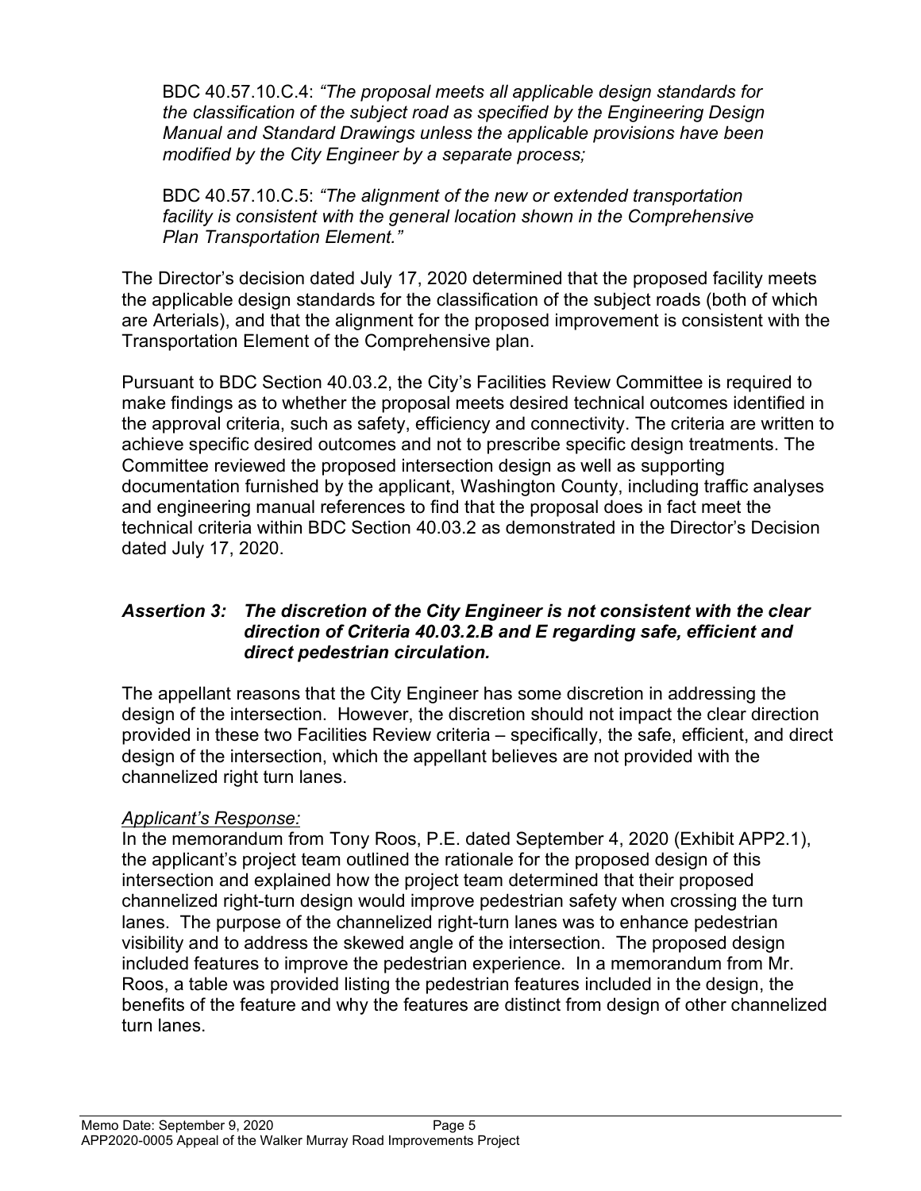BDC 40.57.10.C.4: *"The proposal meets all applicable design standards for the classification of the subject road as specified by the Engineering Design Manual and Standard Drawings unless the applicable provisions have been modified by the City Engineer by a separate process;*

BDC 40.57.10.C.5: *"The alignment of the new or extended transportation facility is consistent with the general location shown in the Comprehensive Plan Transportation Element."*

The Director's decision dated July 17, 2020 determined that the proposed facility meets the applicable design standards for the classification of the subject roads (both of which are Arterials), and that the alignment for the proposed improvement is consistent with the Transportation Element of the Comprehensive plan.

Pursuant to BDC Section 40.03.2, the City's Facilities Review Committee is required to make findings as to whether the proposal meets desired technical outcomes identified in the approval criteria, such as safety, efficiency and connectivity. The criteria are written to achieve specific desired outcomes and not to prescribe specific design treatments. The Committee reviewed the proposed intersection design as well as supporting documentation furnished by the applicant, Washington County, including traffic analyses and engineering manual references to find that the proposal does in fact meet the technical criteria within BDC Section 40.03.2 as demonstrated in the Director's Decision dated July 17, 2020.

***Assertion 3: The discretion of the City Engineer is not consistent with the clear direction of Criteria 40.03.2.B and E regarding safe, efficient and direct pedestrian circulation.***

The appellant reasons that the City Engineer has some discretion in addressing the design of the intersection. However, the discretion should not impact the clear direction provided in these two Facilities Review criteria – specifically, the safe, efficient, and direct design of the intersection, which the appellant believes are not provided with the channelized right turn lanes.

*Applicant's Response:*

In the memorandum from Tony Roos, P.E. dated September 4, 2020 (Exhibit APP2.1), the applicant's project team outlined the rationale for the proposed design of this intersection and explained how the project team determined that their proposed channelized right-turn design would improve pedestrian safety when crossing the turn lanes. The purpose of the channelized right-turn lanes was to enhance pedestrian visibility and to address the skewed angle of the intersection. The proposed design included features to improve the pedestrian experience. In a memorandum from Mr. Roos, a table was provided listing the pedestrian features included in the design, the benefits of the feature and why the features are distinct from design of other channelized turn lanes.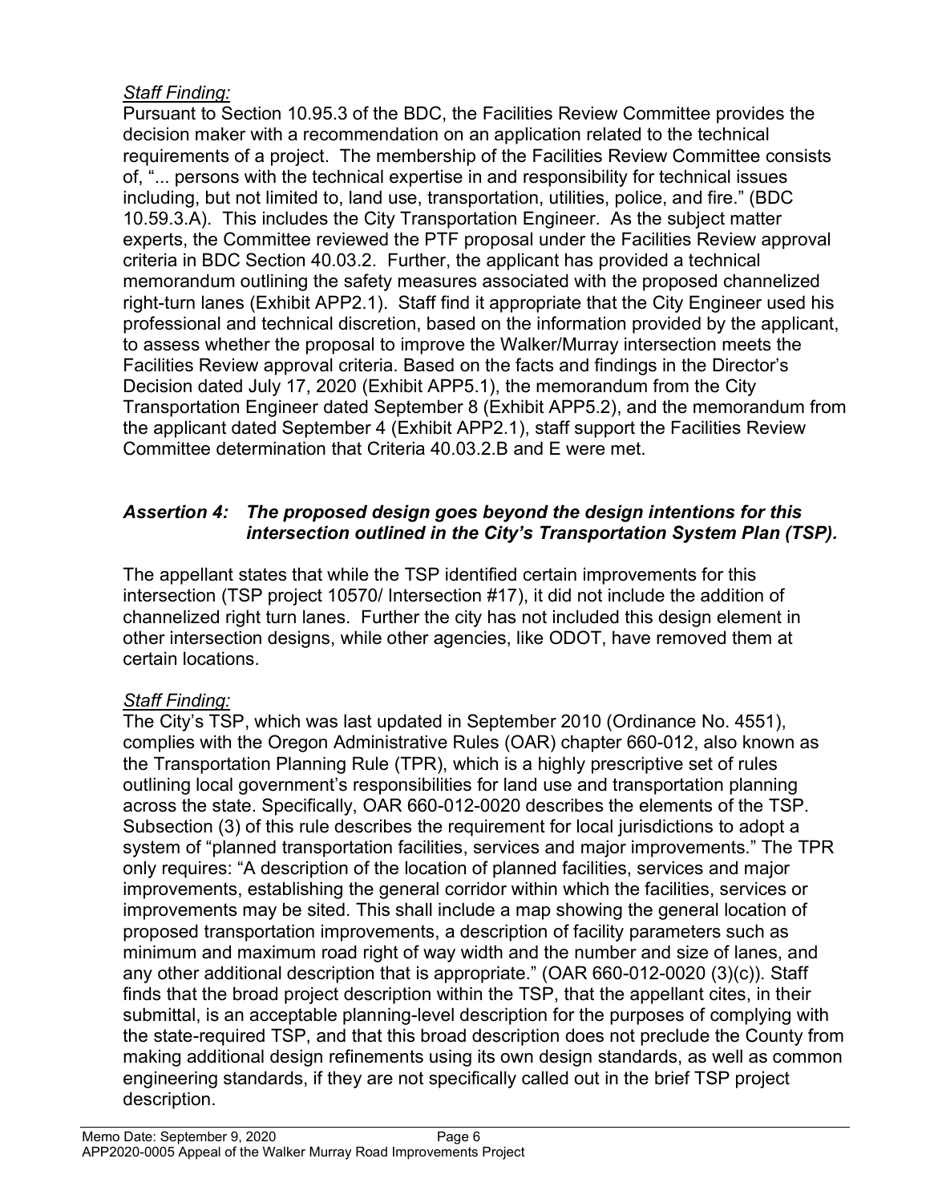*Staff Finding:*

Pursuant to Section 10.95.3 of the BDC, the Facilities Review Committee provides the decision maker with a recommendation on an application related to the technical requirements of a project. The membership of the Facilities Review Committee consists of, "... persons with the technical expertise in and responsibility for technical issues including, but not limited to, land use, transportation, utilities, police, and fire." (BDC 10.59.3.A). This includes the City Transportation Engineer. As the subject matter experts, the Committee reviewed the PTF proposal under the Facilities Review approval criteria in BDC Section 40.03.2. Further, the applicant has provided a technical memorandum outlining the safety measures associated with the proposed channelized right-turn lanes (Exhibit APP2.1). Staff find it appropriate that the City Engineer used his professional and technical discretion, based on the information provided by the applicant, to assess whether the proposal to improve the Walker/Murray intersection meets the Facilities Review approval criteria. Based on the facts and findings in the Director's Decision dated July 17, 2020 (Exhibit APP5.1), the memorandum from the City Transportation Engineer dated September 8 (Exhibit APP5.2), and the memorandum from the applicant dated September 4 (Exhibit APP2.1), staff support the Facilities Review Committee determination that Criteria 40.03.2.B and E were met.

***Assertion 4: The proposed design goes beyond the design intentions for this intersection outlined in the City's Transportation System Plan (TSP).***

The appellant states that while the TSP identified certain improvements for this intersection (TSP project 10570/ Intersection #17), it did not include the addition of channelized right turn lanes. Further the city has not included this design element in other intersection designs, while other agencies, like ODOT, have removed them at certain locations.

*Staff Finding:*

The City's TSP, which was last updated in September 2010 (Ordinance No. 4551), complies with the Oregon Administrative Rules (OAR) chapter 660-012, also known as the Transportation Planning Rule (TPR), which is a highly prescriptive set of rules outlining local government's responsibilities for land use and transportation planning across the state. Specifically, OAR 660-012-0020 describes the elements of the TSP. Subsection (3) of this rule describes the requirement for local jurisdictions to adopt a system of "planned transportation facilities, services and major improvements." The TPR only requires: "A description of the location of planned facilities, services and major improvements, establishing the general corridor within which the facilities, services or improvements may be sited. This shall include a map showing the general location of proposed transportation improvements, a description of facility parameters such as minimum and maximum road right of way width and the number and size of lanes, and any other additional description that is appropriate." (OAR 660-012-0020 (3)(c)). Staff finds that the broad project description within the TSP, that the appellant cites, in their submittal, is an acceptable planning-level description for the purposes of complying with the state-required TSP, and that this broad description does not preclude the County from making additional design refinements using its own design standards, as well as common engineering standards, if they are not specifically called out in the brief TSP project description.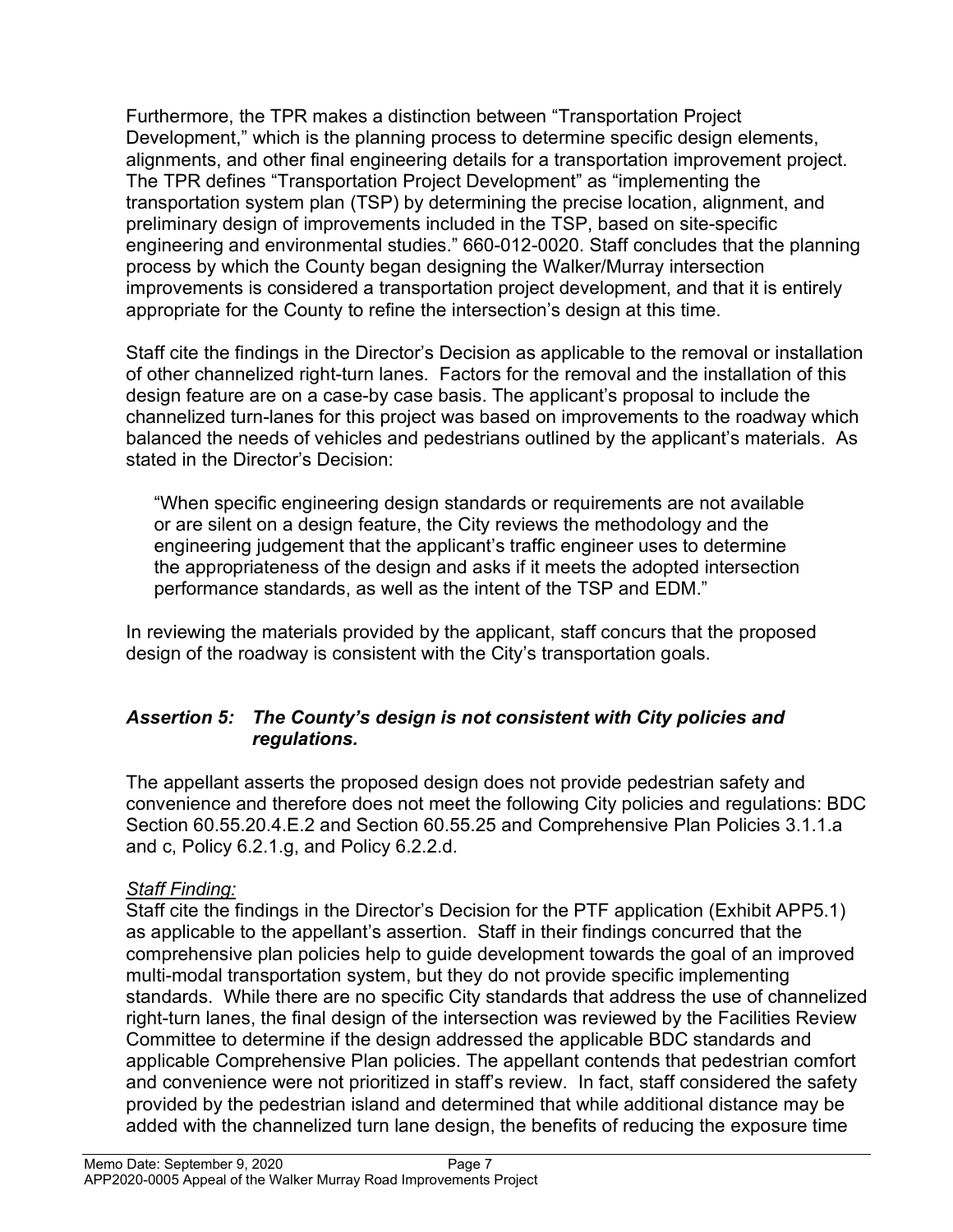Furthermore, the TPR makes a distinction between "Transportation Project Development," which is the planning process to determine specific design elements, alignments, and other final engineering details for a transportation improvement project. The TPR defines "Transportation Project Development" as "implementing the transportation system plan (TSP) by determining the precise location, alignment, and preliminary design of improvements included in the TSP, based on site-specific engineering and environmental studies." 660-012-0020. Staff concludes that the planning process by which the County began designing the Walker/Murray intersection improvements is considered a transportation project development, and that it is entirely appropriate for the County to refine the intersection's design at this time.

Staff cite the findings in the Director's Decision as applicable to the removal or installation of other channelized right-turn lanes. Factors for the removal and the installation of this design feature are on a case-by case basis. The applicant's proposal to include the channelized turn-lanes for this project was based on improvements to the roadway which balanced the needs of vehicles and pedestrians outlined by the applicant's materials. As stated in the Director's Decision:

> "When specific engineering design standards or requirements are not available or are silent on a design feature, the City reviews the methodology and the engineering judgement that the applicant's traffic engineer uses to determine the appropriateness of the design and asks if it meets the adopted intersection performance standards, as well as the intent of the TSP and EDM."

In reviewing the materials provided by the applicant, staff concurs that the proposed design of the roadway is consistent with the City's transportation goals.

### *Assertion 5: The County's design is not consistent with City policies and regulations.*

The appellant asserts the proposed design does not provide pedestrian safety and convenience and therefore does not meet the following City policies and regulations: BDC Section 60.55.20.4.E.2 and Section 60.55.25 and Comprehensive Plan Policies 3.1.1.a and c, Policy 6.2.1.g, and Policy 6.2.2.d.

*Staff Finding:*

Staff cite the findings in the Director's Decision for the PTF application (Exhibit APP5.1) as applicable to the appellant's assertion. Staff in their findings concurred that the comprehensive plan policies help to guide development towards the goal of an improved multi-modal transportation system, but they do not provide specific implementing standards. While there are no specific City standards that address the use of channelized right-turn lanes, the final design of the intersection was reviewed by the Facilities Review Committee to determine if the design addressed the applicable BDC standards and applicable Comprehensive Plan policies. The appellant contends that pedestrian comfort and convenience were not prioritized in staff's review. In fact, staff considered the safety provided by the pedestrian island and determined that while additional distance may be added with the channelized turn lane design, the benefits of reducing the exposure time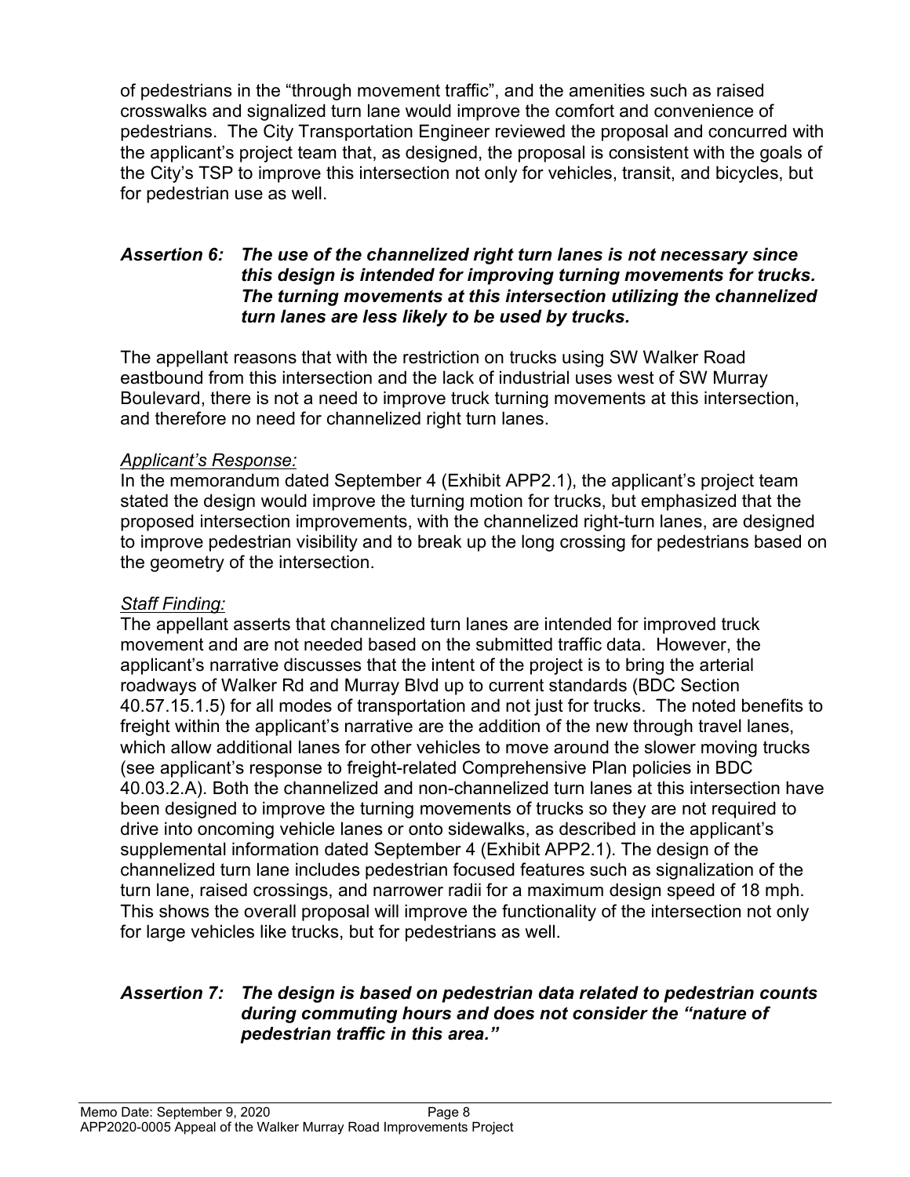of pedestrians in the "through movement traffic", and the amenities such as raised crosswalks and signalized turn lane would improve the comfort and convenience of pedestrians. The City Transportation Engineer reviewed the proposal and concurred with the applicant's project team that, as designed, the proposal is consistent with the goals of the City's TSP to improve this intersection not only for vehicles, transit, and bicycles, but for pedestrian use as well.

### *Assertion 6: The use of the channelized right turn lanes is not necessary since this design is intended for improving turning movements for trucks. The turning movements at this intersection utilizing the channelized turn lanes are less likely to be used by trucks.*

The appellant reasons that with the restriction on trucks using SW Walker Road eastbound from this intersection and the lack of industrial uses west of SW Murray Boulevard, there is not a need to improve truck turning movements at this intersection, and therefore no need for channelized right turn lanes.

*Applicant's Response:*

In the memorandum dated September 4 (Exhibit APP2.1), the applicant's project team stated the design would improve the turning motion for trucks, but emphasized that the proposed intersection improvements, with the channelized right-turn lanes, are designed to improve pedestrian visibility and to break up the long crossing for pedestrians based on the geometry of the intersection.

*Staff Finding:*

The appellant asserts that channelized turn lanes are intended for improved truck movement and are not needed based on the submitted traffic data. However, the applicant's narrative discusses that the intent of the project is to bring the arterial roadways of Walker Rd and Murray Blvd up to current standards (BDC Section 40.57.15.1.5) for all modes of transportation and not just for trucks. The noted benefits to freight within the applicant's narrative are the addition of the new through travel lanes, which allow additional lanes for other vehicles to move around the slower moving trucks (see applicant's response to freight-related Comprehensive Plan policies in BDC 40.03.2.A). Both the channelized and non-channelized turn lanes at this intersection have been designed to improve the turning movements of trucks so they are not required to drive into oncoming vehicle lanes or onto sidewalks, as described in the applicant's supplemental information dated September 4 (Exhibit APP2.1). The design of the channelized turn lane includes pedestrian focused features such as signalization of the turn lane, raised crossings, and narrower radii for a maximum design speed of 18 mph. This shows the overall proposal will improve the functionality of the intersection not only for large vehicles like trucks, but for pedestrians as well.

### *Assertion 7: The design is based on pedestrian data related to pedestrian counts during commuting hours and does not consider the "nature of pedestrian traffic in this area."*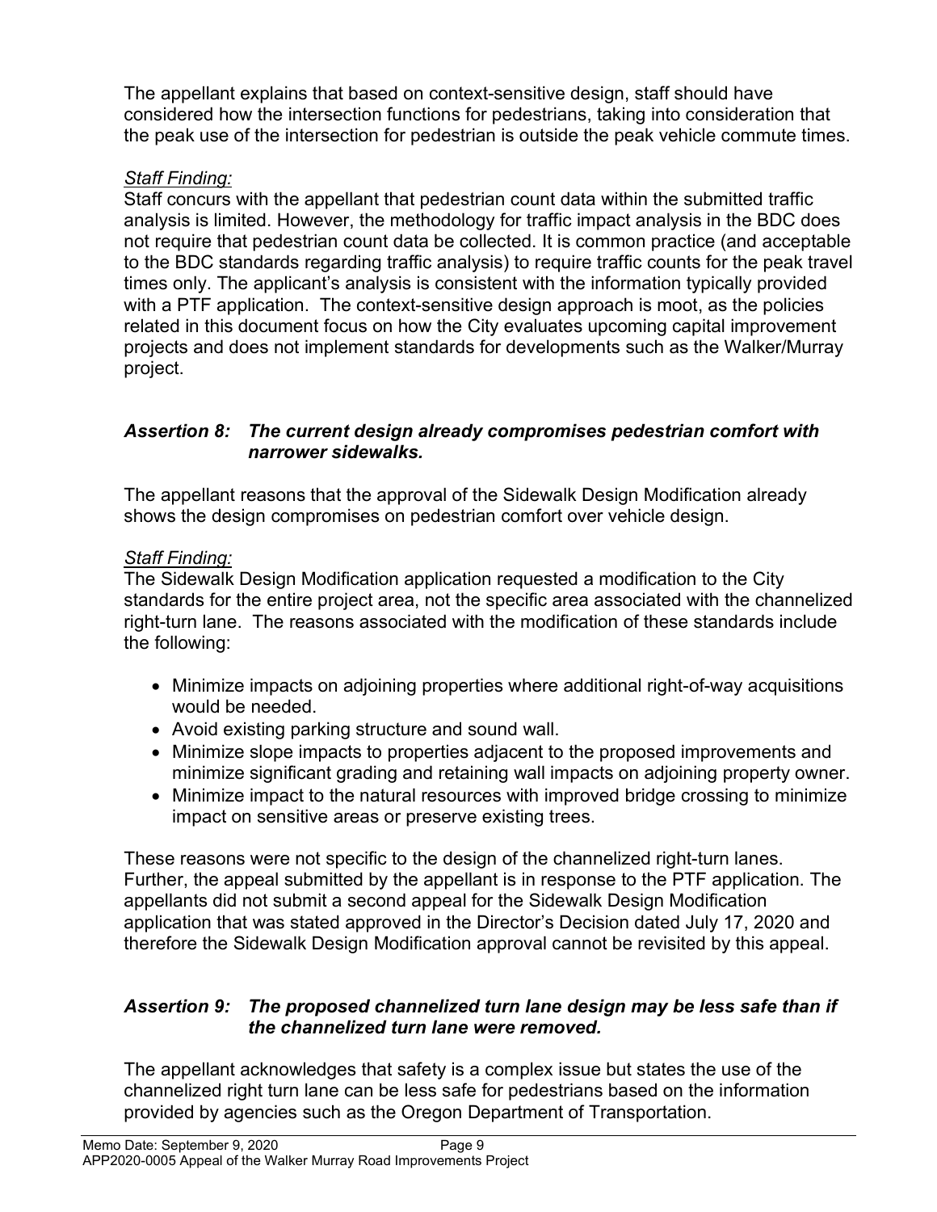The appellant explains that based on context-sensitive design, staff should have considered how the intersection functions for pedestrians, taking into consideration that the peak use of the intersection for pedestrian is outside the peak vehicle commute times.

*Staff Finding:*

Staff concurs with the appellant that pedestrian count data within the submitted traffic analysis is limited. However, the methodology for traffic impact analysis in the BDC does not require that pedestrian count data be collected. It is common practice (and acceptable to the BDC standards regarding traffic analysis) to require traffic counts for the peak travel times only. The applicant's analysis is consistent with the information typically provided with a PTF application. The context-sensitive design approach is moot, as the policies related in this document focus on how the City evaluates upcoming capital improvement projects and does not implement standards for developments such as the Walker/Murray project.

### *Assertion 8: The current design already compromises pedestrian comfort with narrower sidewalks.*

The appellant reasons that the approval of the Sidewalk Design Modification already shows the design compromises on pedestrian comfort over vehicle design.

*Staff Finding:*

The Sidewalk Design Modification application requested a modification to the City standards for the entire project area, not the specific area associated with the channelized right-turn lane. The reasons associated with the modification of these standards include the following:

- Minimize impacts on adjoining properties where additional right-of-way acquisitions would be needed.
- Avoid existing parking structure and sound wall.
- Minimize slope impacts to properties adjacent to the proposed improvements and minimize significant grading and retaining wall impacts on adjoining property owner.
- Minimize impact to the natural resources with improved bridge crossing to minimize impact on sensitive areas or preserve existing trees.

These reasons were not specific to the design of the channelized right-turn lanes. Further, the appeal submitted by the appellant is in response to the PTF application. The appellants did not submit a second appeal for the Sidewalk Design Modification application that was stated approved in the Director's Decision dated July 17, 2020 and therefore the Sidewalk Design Modification approval cannot be revisited by this appeal.

### *Assertion 9: The proposed channelized turn lane design may be less safe than if the channelized turn lane were removed.*

The appellant acknowledges that safety is a complex issue but states the use of the channelized right turn lane can be less safe for pedestrians based on the information provided by agencies such as the Oregon Department of Transportation.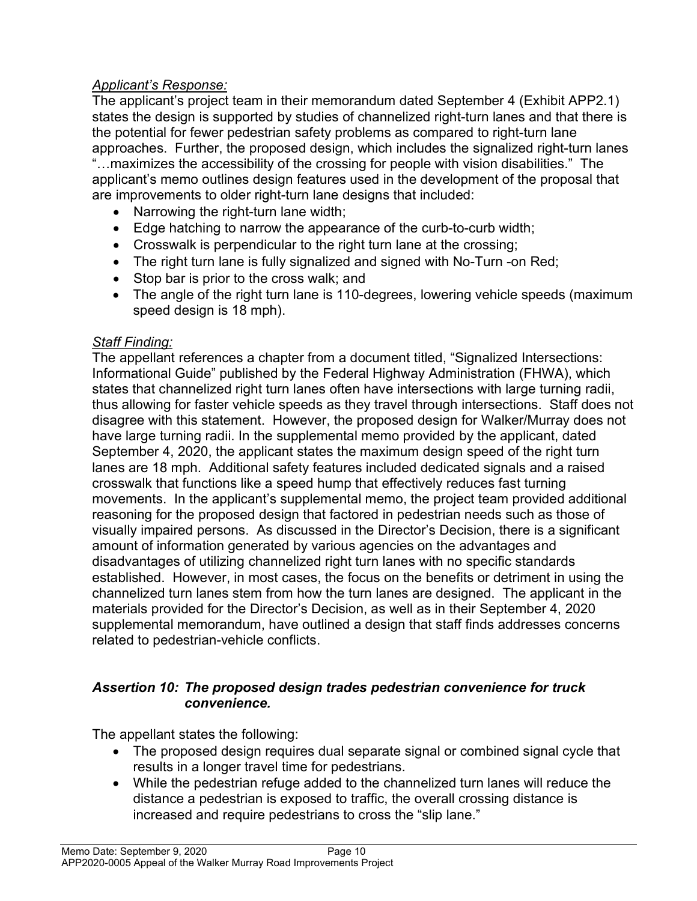*Applicant's Response:*
The applicant's project team in their memorandum dated September 4 (Exhibit APP2.1) states the design is supported by studies of channelized right-turn lanes and that there is the potential for fewer pedestrian safety problems as compared to right-turn lane approaches. Further, the proposed design, which includes the signalized right-turn lanes "…maximizes the accessibility of the crossing for people with vision disabilities." The applicant's memo outlines design features used in the development of the proposal that are improvements to older right-turn lane designs that included:

- Narrowing the right-turn lane width;
- Edge hatching to narrow the appearance of the curb-to-curb width;
- Crosswalk is perpendicular to the right turn lane at the crossing;
- The right turn lane is fully signalized and signed with No-Turn -on Red;
- Stop bar is prior to the cross walk; and
- The angle of the right turn lane is 110-degrees, lowering vehicle speeds (maximum speed design is 18 mph).

*Staff Finding:*
The appellant references a chapter from a document titled, "Signalized Intersections: Informational Guide" published by the Federal Highway Administration (FHWA), which states that channelized right turn lanes often have intersections with large turning radii, thus allowing for faster vehicle speeds as they travel through intersections. Staff does not disagree with this statement. However, the proposed design for Walker/Murray does not have large turning radii. In the supplemental memo provided by the applicant, dated September 4, 2020, the applicant states the maximum design speed of the right turn lanes are 18 mph. Additional safety features included dedicated signals and a raised crosswalk that functions like a speed hump that effectively reduces fast turning movements. In the applicant's supplemental memo, the project team provided additional reasoning for the proposed design that factored in pedestrian needs such as those of visually impaired persons. As discussed in the Director's Decision, there is a significant amount of information generated by various agencies on the advantages and disadvantages of utilizing channelized right turn lanes with no specific standards established. However, in most cases, the focus on the benefits or detriment in using the channelized turn lanes stem from how the turn lanes are designed. The applicant in the materials provided for the Director's Decision, as well as in their September 4, 2020 supplemental memorandum, have outlined a design that staff finds addresses concerns related to pedestrian-vehicle conflicts.

### *Assertion 10: The proposed design trades pedestrian convenience for truck convenience.*

The appellant states the following:

- The proposed design requires dual separate signal or combined signal cycle that results in a longer travel time for pedestrians.
- While the pedestrian refuge added to the channelized turn lanes will reduce the distance a pedestrian is exposed to traffic, the overall crossing distance is increased and require pedestrians to cross the "slip lane."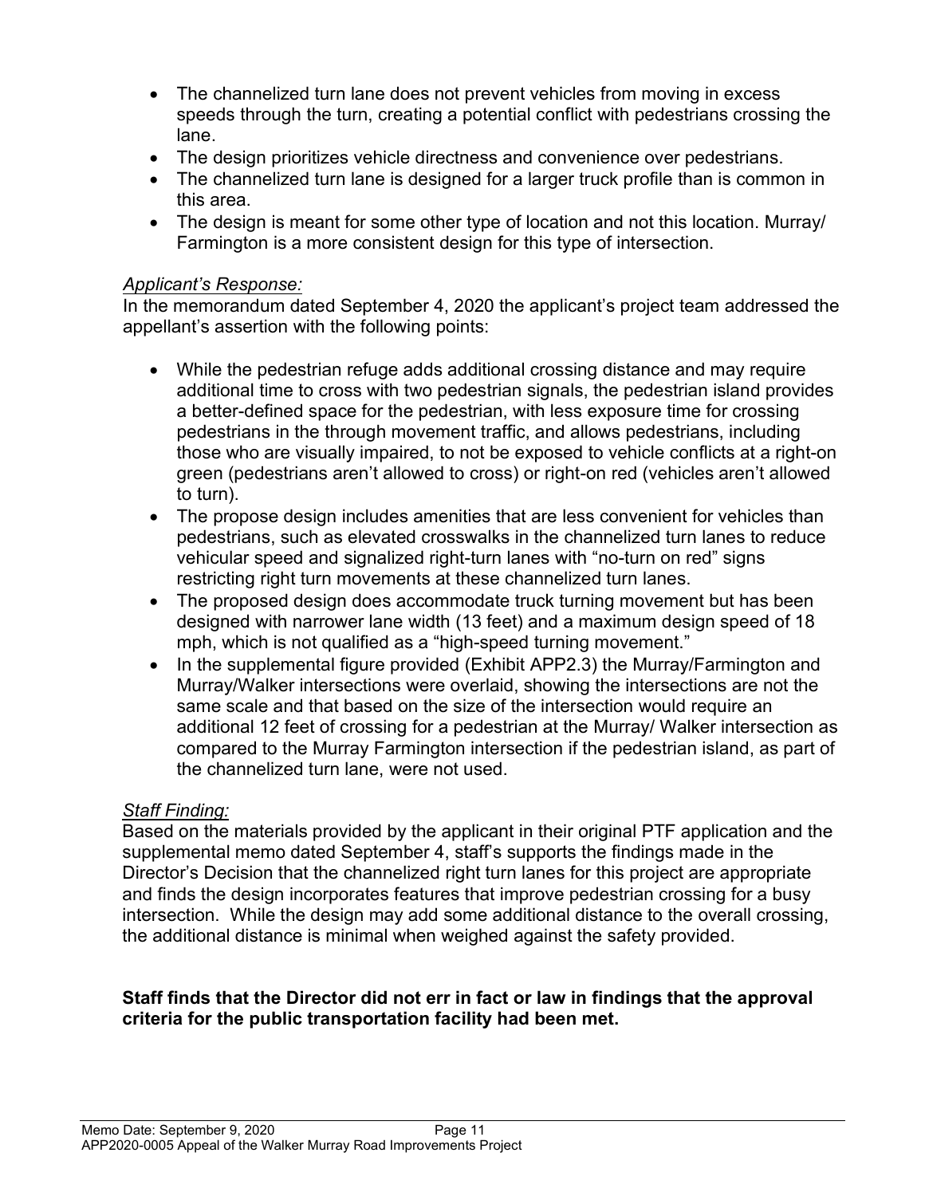- The channelized turn lane does not prevent vehicles from moving in excess speeds through the turn, creating a potential conflict with pedestrians crossing the lane.
- The design prioritizes vehicle directness and convenience over pedestrians.
- The channelized turn lane is designed for a larger truck profile than is common in this area.
- The design is meant for some other type of location and not this location. Murray/ Farmington is a more consistent design for this type of intersection.

*Applicant's Response:*

In the memorandum dated September 4, 2020 the applicant's project team addressed the appellant's assertion with the following points:

- While the pedestrian refuge adds additional crossing distance and may require additional time to cross with two pedestrian signals, the pedestrian island provides a better-defined space for the pedestrian, with less exposure time for crossing pedestrians in the through movement traffic, and allows pedestrians, including those who are visually impaired, to not be exposed to vehicle conflicts at a right-on green (pedestrians aren't allowed to cross) or right-on red (vehicles aren't allowed to turn).
- The propose design includes amenities that are less convenient for vehicles than pedestrians, such as elevated crosswalks in the channelized turn lanes to reduce vehicular speed and signalized right-turn lanes with "no-turn on red" signs restricting right turn movements at these channelized turn lanes.
- The proposed design does accommodate truck turning movement but has been designed with narrower lane width (13 feet) and a maximum design speed of 18 mph, which is not qualified as a "high-speed turning movement."
- In the supplemental figure provided (Exhibit APP2.3) the Murray/Farmington and Murray/Walker intersections were overlaid, showing the intersections are not the same scale and that based on the size of the intersection would require an additional 12 feet of crossing for a pedestrian at the Murray/ Walker intersection as compared to the Murray Farmington intersection if the pedestrian island, as part of the channelized turn lane, were not used.

*Staff Finding:*

Based on the materials provided by the applicant in their original PTF application and the supplemental memo dated September 4, staff's supports the findings made in the Director's Decision that the channelized right turn lanes for this project are appropriate and finds the design incorporates features that improve pedestrian crossing for a busy intersection. While the design may add some additional distance to the overall crossing, the additional distance is minimal when weighed against the safety provided.

**Staff finds that the Director did not err in fact or law in findings that the approval criteria for the public transportation facility had been met.**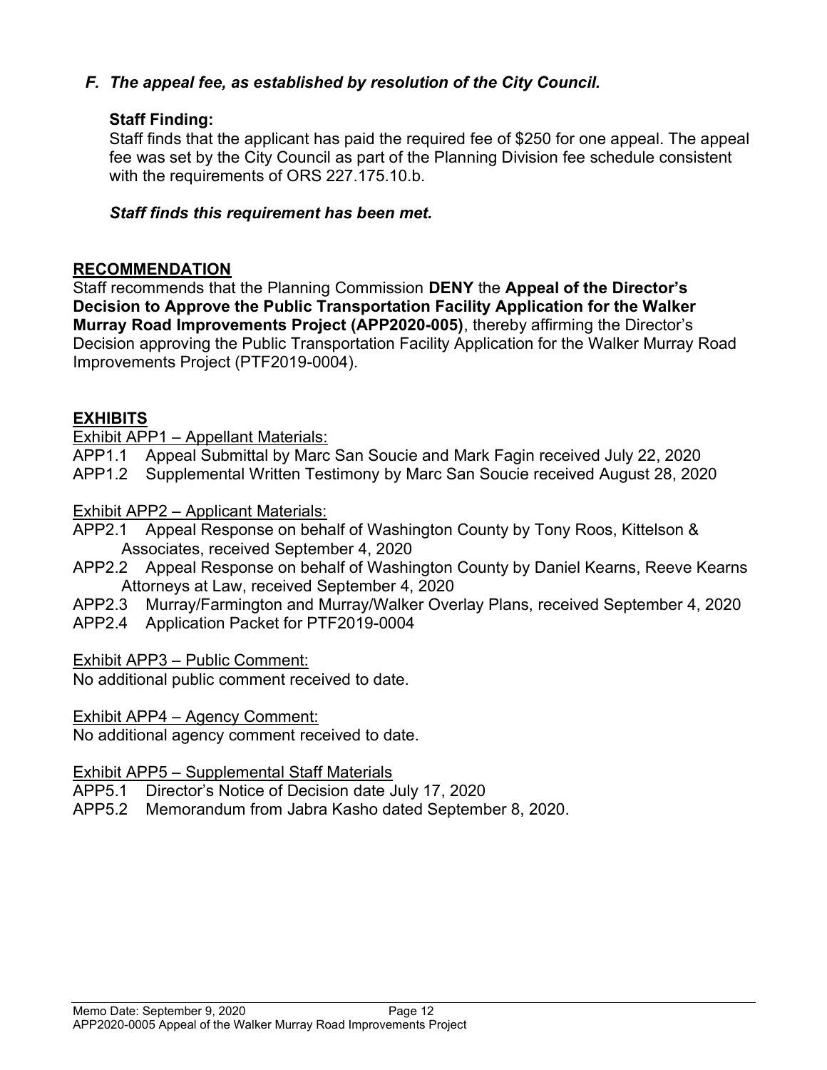*F. The appeal fee, as established by resolution of the City Council.*

**Staff Finding:**

Staff finds that the applicant has paid the required fee of $250 for one appeal. The appeal fee was set by the City Council as part of the Planning Division fee schedule consistent with the requirements of ORS 227.175.10.b.

***Staff finds this requirement has been met.***

## RECOMMENDATION

Staff recommends that the Planning Commission **DENY** the **Appeal of the Director's Decision to Approve the Public Transportation Facility Application for the Walker Murray Road Improvements Project (APP2020-005)**, thereby affirming the Director's Decision approving the Public Transportation Facility Application for the Walker Murray Road Improvements Project (PTF2019-0004).

## EXHIBITS

Exhibit APP1 – Appellant Materials:

APP1.1 Appeal Submittal by Marc San Soucie and Mark Fagin received July 22, 2020

APP1.2 Supplemental Written Testimony by Marc San Soucie received August 28, 2020

Exhibit APP2 – Applicant Materials:

APP2.1 Appeal Response on behalf of Washington County by Tony Roos, Kittelson & Associates, received September 4, 2020

APP2.2 Appeal Response on behalf of Washington County by Daniel Kearns, Reeve Kearns Attorneys at Law, received September 4, 2020

APP2.3 Murray/Farmington and Murray/Walker Overlay Plans, received September 4, 2020

APP2.4 Application Packet for PTF2019-0004

Exhibit APP3 – Public Comment:

No additional public comment received to date.

Exhibit APP4 – Agency Comment:

No additional agency comment received to date.

Exhibit APP5 – Supplemental Staff Materials

APP5.1 Director's Notice of Decision date July 17, 2020

APP5.2 Memorandum from Jabra Kasho dated September 8, 2020.